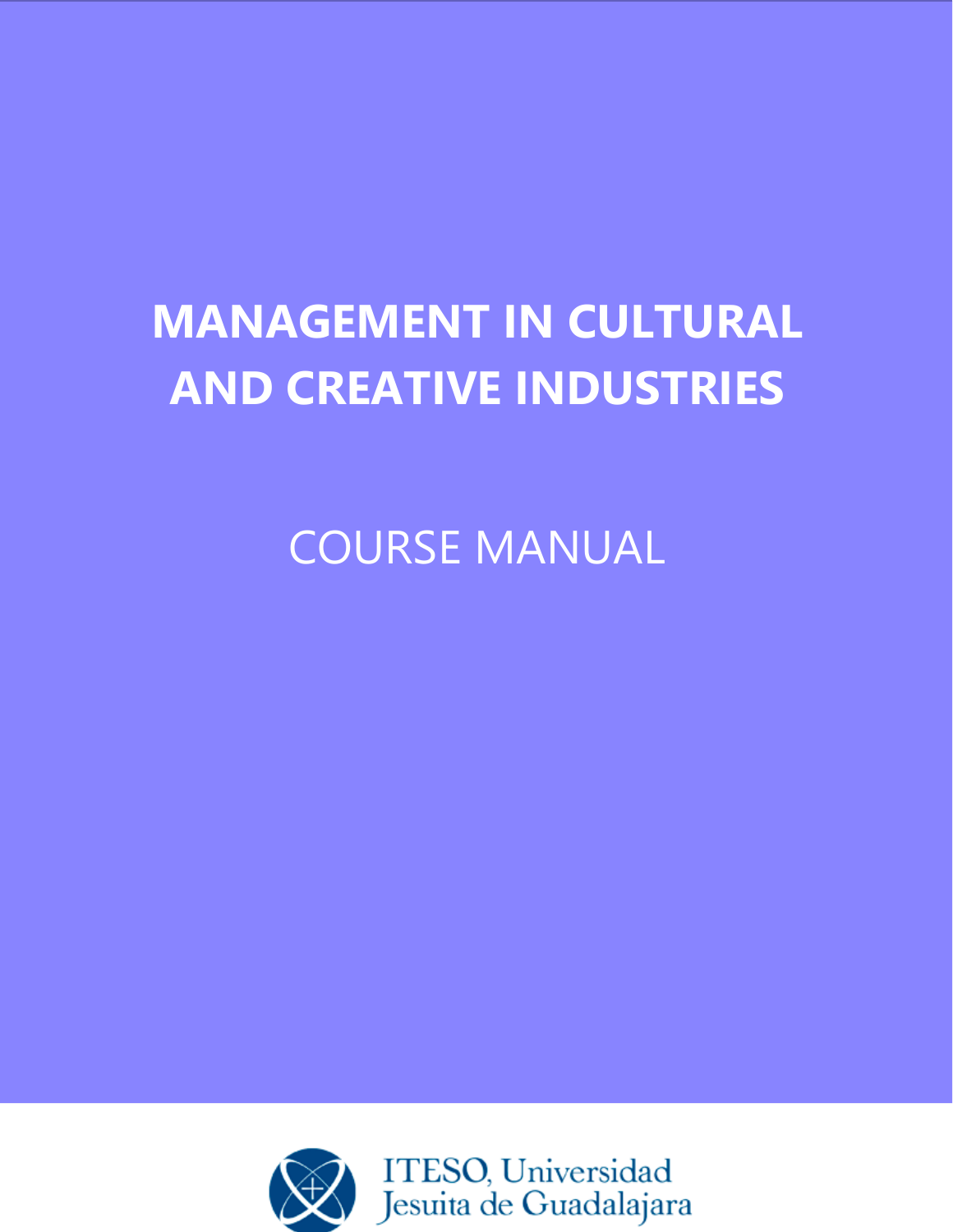# MANAGEMENT IN CULTURAL AND CREATIVE INDUSTRIES

## COURSE MANUAL

ITESO, Universidad Jesuita de Guadalajara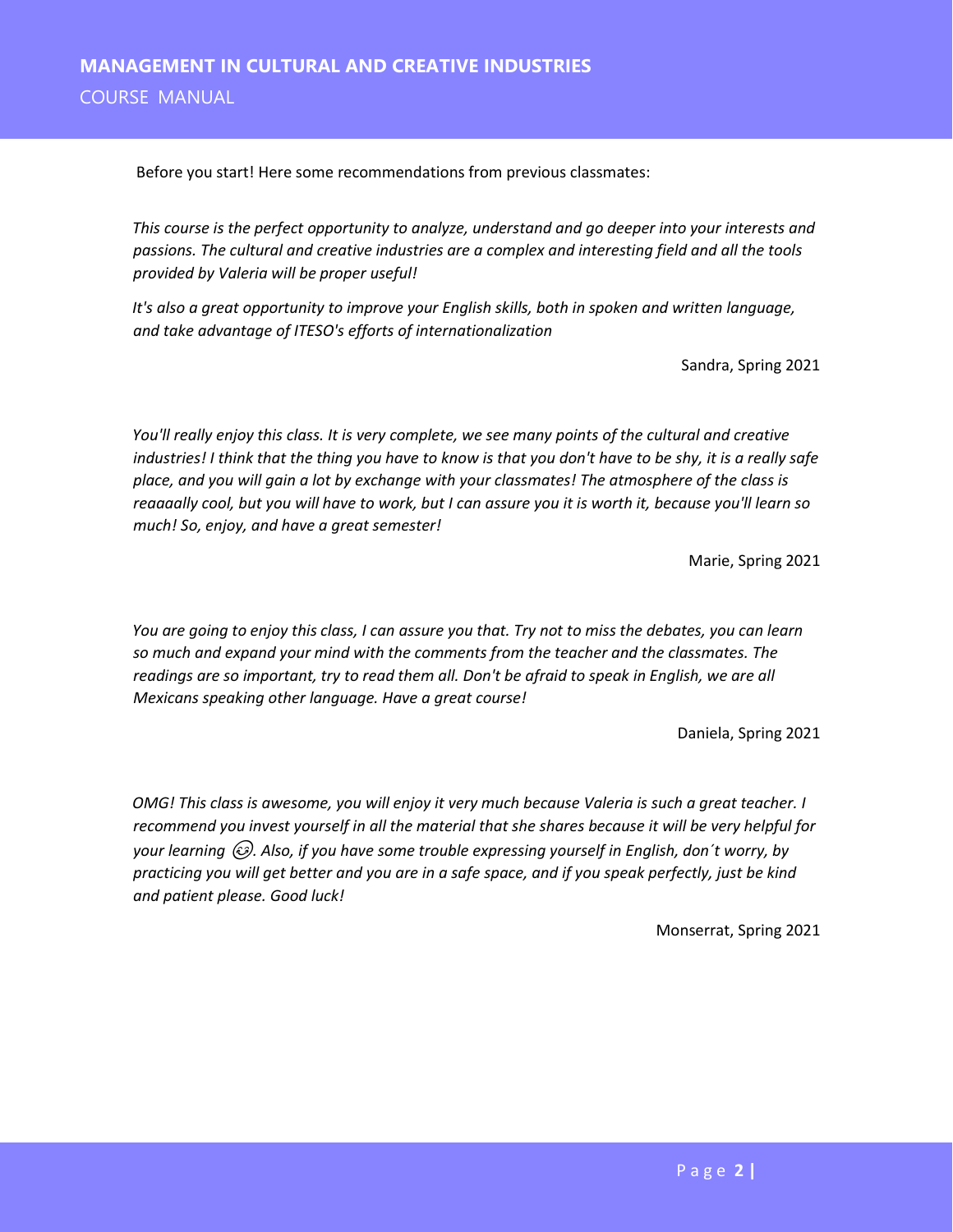Before you start! Here some recommendations from previous classmates:

*This course is the perfect opportunity to analyze, understand and go deeper into your interests and passions. The cultural and creative industries are a complex and interesting field and all the tools provided by Valeria will be proper useful!*

*It's also a great opportunity to improve your English skills, both in spoken and written language, and take advantage of ITESO's efforts of internationalization*

Sandra, Spring 2021

*You'll really enjoy this class. It is very complete, we see many points of the cultural and creative industries! I think that the thing you have to know is that you don't have to be shy, it is a really safe place, and you will gain a lot by exchange with your classmates! The atmosphere of the class is reaaaally cool, but you will have to work, but I can assure you it is worth it, because you'll learn so much! So, enjoy, and have a great semester!*

Marie, Spring 2021

*You are going to enjoy this class, I can assure you that. Try not to miss the debates, you can learn so much and expand your mind with the comments from the teacher and the classmates. The readings are so important, try to read them all. Don't be afraid to speak in English, we are all Mexicans speaking other language. Have a great course!*

Daniela, Spring 2021

*OMG! This class is awesome, you will enjoy it very much because Valeria is such a great teacher. I recommend you invest yourself in all the material that she shares because it will be very helpful for your learning 😉. Also, if you have some trouble expressing yourself in English, don´t worry, by practicing you will get better and you are in a safe space, and if you speak perfectly, just be kind and patient please. Good luck!*

Monserrat, Spring 2021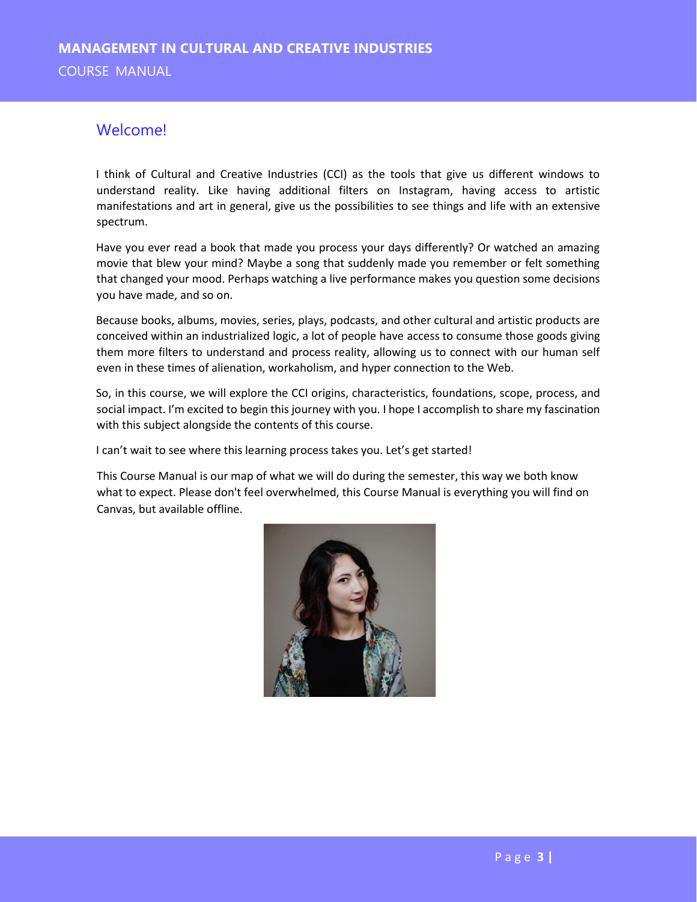## Welcome!

I think of Cultural and Creative Industries (CCI) as the tools that give us different windows to understand reality. Like having additional filters on Instagram, having access to artistic manifestations and art in general, give us the possibilities to see things and life with an extensive spectrum.

Have you ever read a book that made you process your days differently? Or watched an amazing movie that blew your mind? Maybe a song that suddenly made you remember or felt something that changed your mood. Perhaps watching a live performance makes you question some decisions you have made, and so on.

Because books, albums, movies, series, plays, podcasts, and other cultural and artistic products are conceived within an industrialized logic, a lot of people have access to consume those goods giving them more filters to understand and process reality, allowing us to connect with our human self even in these times of alienation, workaholism, and hyper connection to the Web.

So, in this course, we will explore the CCI origins, characteristics, foundations, scope, process, and social impact. I'm excited to begin this journey with you. I hope I accomplish to share my fascination with this subject alongside the contents of this course.

I can't wait to see where this learning process takes you. Let's get started!

This Course Manual is our map of what we will do during the semester, this way we both know what to expect. Please don't feel overwhelmed, this Course Manual is everything you will find on Canvas, but available offline.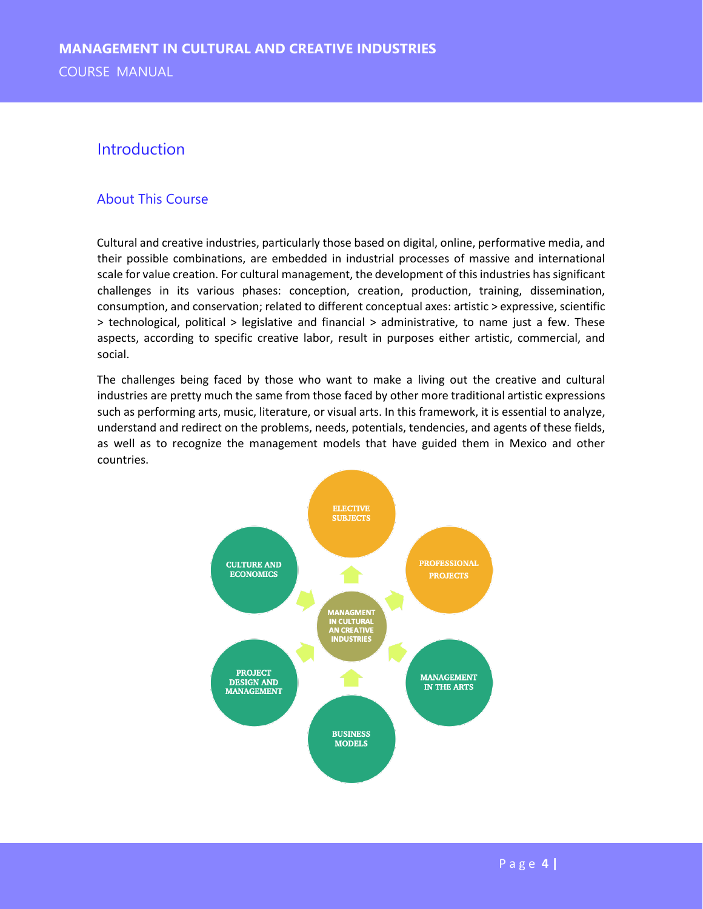# Introduction

## About This Course

Cultural and creative industries, particularly those based on digital, online, performative media, and their possible combinations, are embedded in industrial processes of massive and international scale for value creation. For cultural management, the development of this industries has significant challenges in its various phases: conception, creation, production, training, dissemination, consumption, and conservation; related to different conceptual axes: artistic > expressive, scientific > technological, political > legislative and financial > administrative, to name just a few. These aspects, according to specific creative labor, result in purposes either artistic, commercial, and social.

The challenges being faced by those who want to make a living out the creative and cultural industries are pretty much the same from those faced by other more traditional artistic expressions such as performing arts, music, literature, or visual arts. In this framework, it is essential to analyze, understand and redirect on the problems, needs, potentials, tendencies, and agents of these fields, as well as to recognize the management models that have guided them in Mexico and other countries.

MANAGMENT IN CULTURAL AN CREATIVE INDUSTRIES

- ELECTIVE SUBJECTS
- PROFESSIONAL PROJECTS
- MANAGEMENT IN THE ARTS
- BUSINESS MODELS
- PROJECT DESIGN AND MANAGEMENT
- CULTURE AND ECONOMICS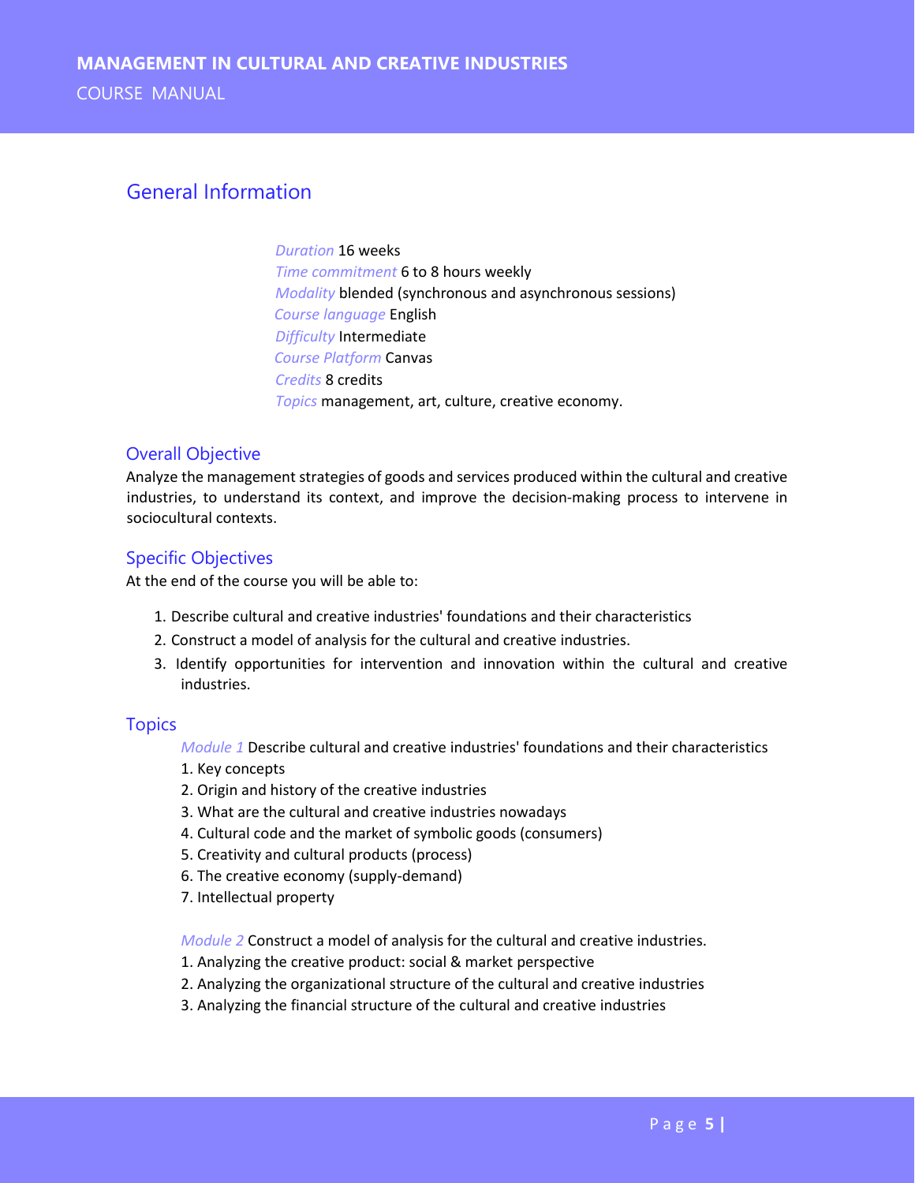## General Information

*Duration* 16 weeks
*Time commitment* 6 to 8 hours weekly
*Modality* blended (synchronous and asynchronous sessions)
*Course language* English
*Difficulty* Intermediate
*Course Platform* Canvas
*Credits* 8 credits
*Topics* management, art, culture, creative economy.

### Overall Objective

Analyze the management strategies of goods and services produced within the cultural and creative industries, to understand its context, and improve the decision-making process to intervene in sociocultural contexts.

### Specific Objectives

At the end of the course you will be able to:

1. Describe cultural and creative industries' foundations and their characteristics
2. Construct a model of analysis for the cultural and creative industries.
3. Identify opportunities for intervention and innovation within the cultural and creative industries.

### Topics

*Module 1* Describe cultural and creative industries' foundations and their characteristics

1. Key concepts
2. Origin and history of the creative industries
3. What are the cultural and creative industries nowadays
4. Cultural code and the market of symbolic goods (consumers)
5. Creativity and cultural products (process)
6. The creative economy (supply-demand)
7. Intellectual property

*Module 2* Construct a model of analysis for the cultural and creative industries.

1. Analyzing the creative product: social & market perspective
2. Analyzing the organizational structure of the cultural and creative industries
3. Analyzing the financial structure of the cultural and creative industries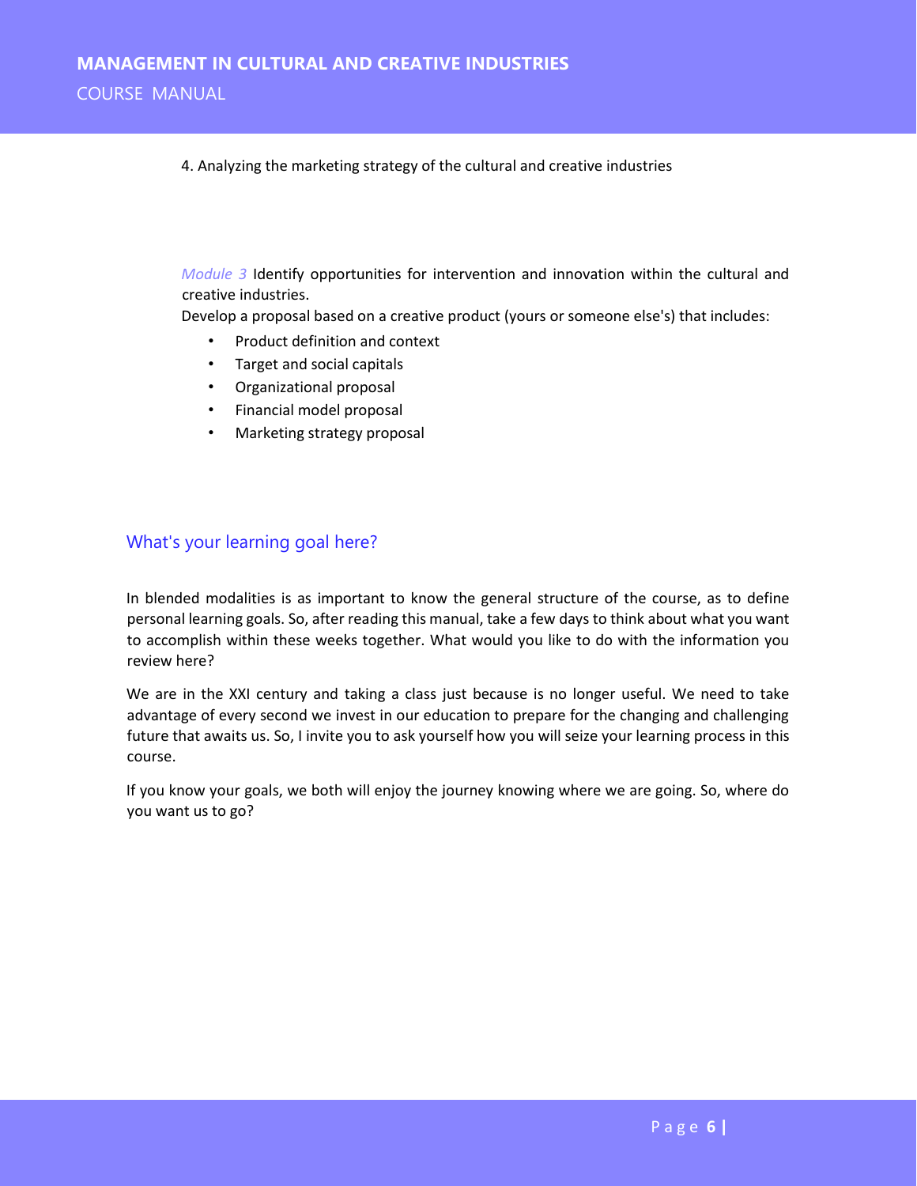4. Analyzing the marketing strategy of the cultural and creative industries

*Module 3* Identify opportunities for intervention and innovation within the cultural and creative industries.

Develop a proposal based on a creative product (yours or someone else's) that includes:

- Product definition and context
- Target and social capitals
- Organizational proposal
- Financial model proposal
- Marketing strategy proposal

## What's your learning goal here?

In blended modalities is as important to know the general structure of the course, as to define personal learning goals. So, after reading this manual, take a few days to think about what you want to accomplish within these weeks together. What would you like to do with the information you review here?

We are in the XXI century and taking a class just because is no longer useful. We need to take advantage of every second we invest in our education to prepare for the changing and challenging future that awaits us. So, I invite you to ask yourself how you will seize your learning process in this course.

If you know your goals, we both will enjoy the journey knowing where we are going. So, where do you want us to go?